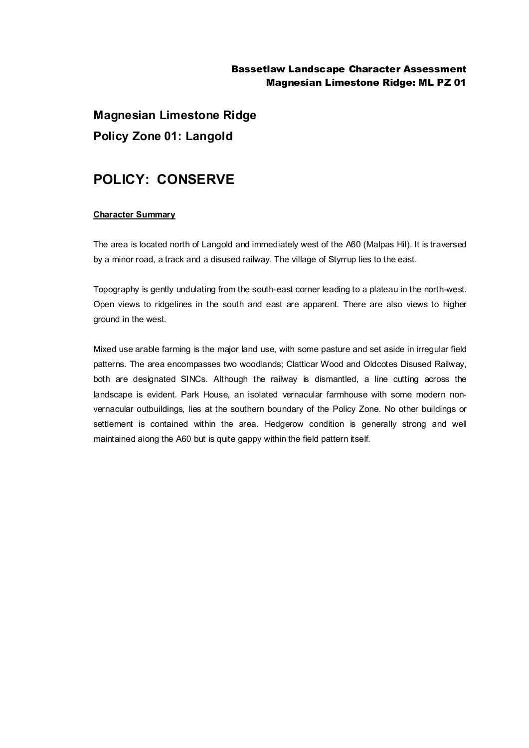# Magnesian Limestone Ridge

## Policy Zone 01: Langold

# POLICY: CONSERVE

**Character Summary**

The area is located north of Langold and immediately west of the A60 (Malpas Hil). It is traversed by a minor road, a track and a disused railway. The village of Styrrup lies to the east.

Topography is gently undulating from the south-east corner leading to a plateau in the north-west. Open views to ridgelines in the south and east are apparent. There are also views to higher ground in the west.

Mixed use arable farming is the major land use, with some pasture and set aside in irregular field patterns. The area encompasses two woodlands; Clatticar Wood and Oldcotes Disused Railway, both are designated SINCs. Although the railway is dismantled, a line cutting across the landscape is evident. Park House, an isolated vernacular farmhouse with some modern non-vernacular outbuildings, lies at the southern boundary of the Policy Zone. No other buildings or settlement is contained within the area. Hedgerow condition is generally strong and well maintained along the A60 but is quite gappy within the field pattern itself.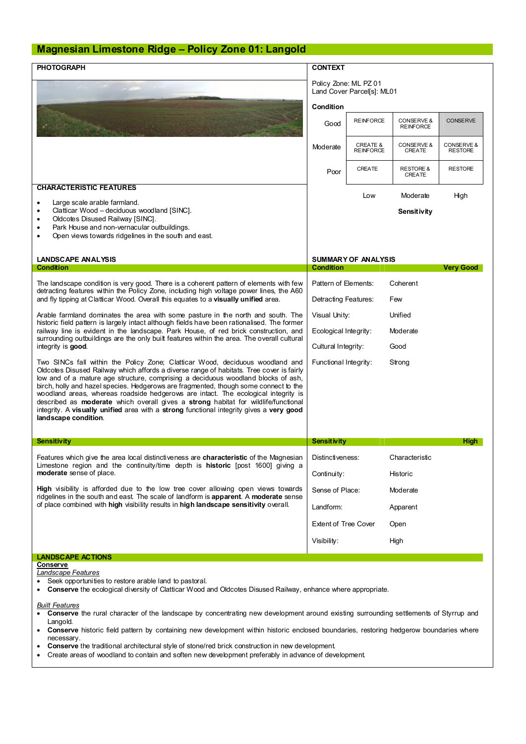# Magnesian Limestone Ridge – Policy Zone 01: Langold

## PHOTOGRAPH

## CONTEXT

Policy Zone: ML PZ 01
Land Cover Parcel[s]: ML01

**Condition**

| | | | |
|---|---|---|---|
| Good | REINFORCE | CONSERVE & REINFORCE | CONSERVE |
| Moderate | CREATE & REINFORCE | CONSERVE & CREATE | CONSERVE & RESTORE |
| Poor | CREATE | RESTORE & CREATE | RESTORE |
| | Low | Moderate | High |

**Sensitivity**

## CHARACTERISTIC FEATURES

- Large scale arable farmland.
- Clatticar Wood – deciduous woodland [SINC].
- Oldcotes Disused Railway [SINC].
- Park House and non-vernacular outbuildings.
- Open views towards ridgelines in the south and east.

## LANDSCAPE ANALYSIS

### Condition

The landscape condition is very good. There is a coherent pattern of elements with few detracting features within the Policy Zone, including high voltage power lines, the A60 and fly tipping at Clatticar Wood. Overall this equates to a **visually unified** area.

Arable farmland dominates the area with some pasture in the north and south. The historic field pattern is largely intact although fields have been rationalised. The former railway line is evident in the landscape. Park House, of red brick construction, and surrounding outbuildings are the only built features within the area. The overall cultural integrity is **good**.

Two SINCs fall within the Policy Zone; Clatticar Wood, deciduous woodland and Oldcotes Disused Railway which affords a diverse range of habitats. Tree cover is fairly low and of a mature age structure, comprising a deciduous woodland blocks of ash, birch, holly and hazel species. Hedgerows are fragmented, though some connect to the woodland areas, whereas roadside hedgerows are intact. The ecological integrity is described as **moderate** which overall gives a **strong** habitat for wildlife/functional integrity. A **visually unified** area with a **strong** functional integrity gives a **very good landscape condition**.

## SUMMARY OF ANALYSIS

**Condition** — **Very Good**

| | |
|---|---|
| Pattern of Elements: | Coherent |
| Detracting Features: | Few |
| Visual Unity: | Unified |
| Ecological Integrity: | Moderate |
| Cultural Integrity: | Good |
| Functional Integrity: | Strong |

### Sensitivity

Features which give the area local distinctiveness are **characteristic** of the Magnesian Limestone region and the continuity/time depth is **historic** [post 1600] giving a **moderate** sense of place.

**High** visibility is afforded due to the low tree cover allowing open views towards ridgelines in the south and east. The scale of landform is **apparent**. A **moderate** sense of place combined with **high** visibility results in **high landscape sensitivity** overall.

**Sensitivity** — **High**

| | |
|---|---|
| Distinctiveness: | Characteristic |
| Continuity: | Historic |
| Sense of Place: | Moderate |
| Landform: | Apparent |
| Extent of Tree Cover | Open |
| Visibility: | High |

## LANDSCAPE ACTIONS

**Conserve**

*Landscape Features*

- Seek opportunities to restore arable land to pastoral.
- **Conserve** the ecological diversity of Clatticar Wood and Oldcotes Disused Railway, enhance where appropriate.

*Built Features*

- **Conserve** the rural character of the landscape by concentrating new development around existing surrounding settlements of Styrrup and Langold.
- **Conserve** historic field pattern by containing new development within historic enclosed boundaries, restoring hedgerow boundaries where necessary.
- **Conserve** the traditional architectural style of stone/red brick construction in new development.
- Create areas of woodland to contain and soften new development preferably in advance of development.